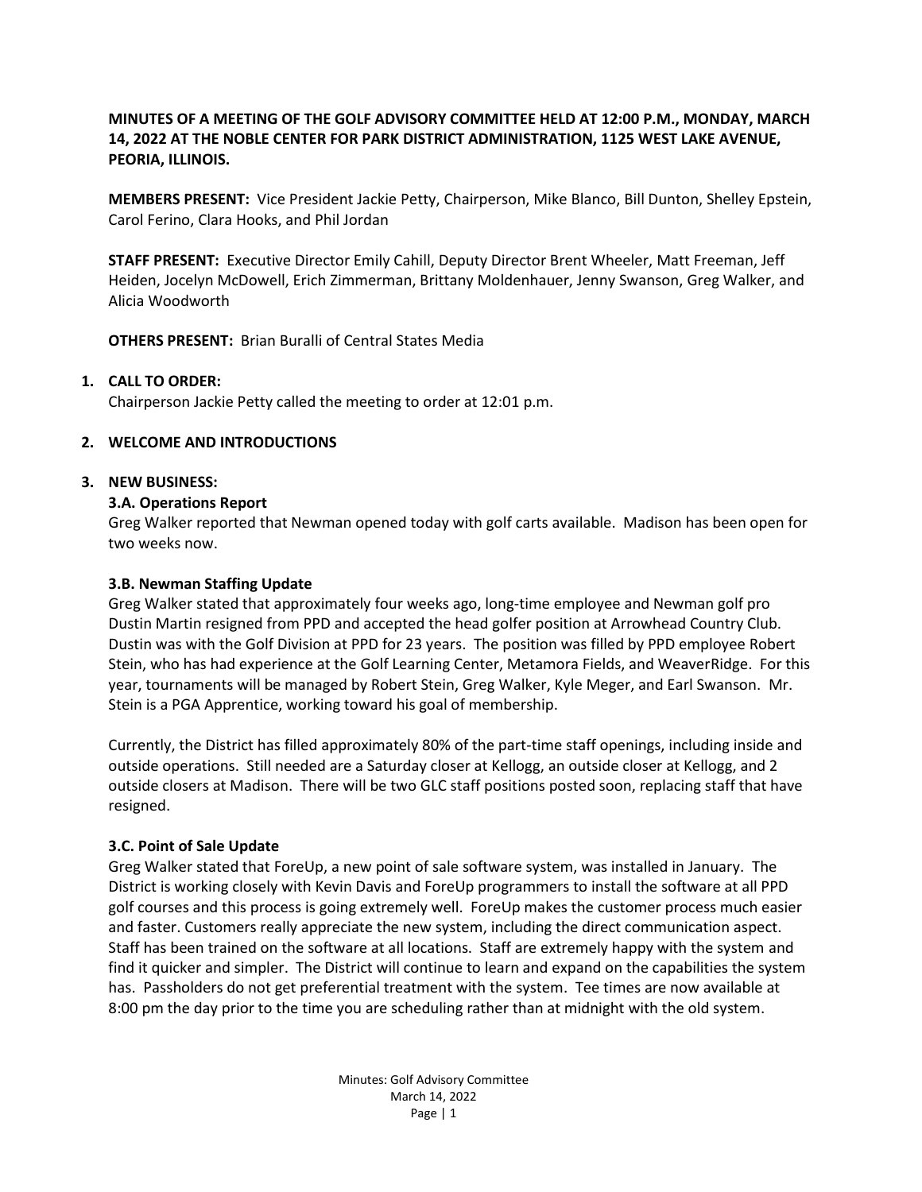**MINUTES OF A MEETING OF THE GOLF ADVISORY COMMITTEE HELD AT 12:00 P.M., MONDAY, MARCH 14, 2022 AT THE NOBLE CENTER FOR PARK DISTRICT ADMINISTRATION, 1125 WEST LAKE AVENUE, PEORIA, ILLINOIS.**

**MEMBERS PRESENT:** Vice President Jackie Petty, Chairperson, Mike Blanco, Bill Dunton, Shelley Epstein, Carol Ferino, Clara Hooks, and Phil Jordan

**STAFF PRESENT:** Executive Director Emily Cahill, Deputy Director Brent Wheeler, Matt Freeman, Jeff Heiden, Jocelyn McDowell, Erich Zimmerman, Brittany Moldenhauer, Jenny Swanson, Greg Walker, and Alicia Woodworth

**OTHERS PRESENT:** Brian Buralli of Central States Media

## 1. CALL TO ORDER:

Chairperson Jackie Petty called the meeting to order at 12:01 p.m.

## 2. WELCOME AND INTRODUCTIONS

## 3. NEW BUSINESS:

### 3.A. Operations Report

Greg Walker reported that Newman opened today with golf carts available. Madison has been open for two weeks now.

### 3.B. Newman Staffing Update

Greg Walker stated that approximately four weeks ago, long-time employee and Newman golf pro Dustin Martin resigned from PPD and accepted the head golfer position at Arrowhead Country Club. Dustin was with the Golf Division at PPD for 23 years. The position was filled by PPD employee Robert Stein, who has had experience at the Golf Learning Center, Metamora Fields, and WeaverRidge. For this year, tournaments will be managed by Robert Stein, Greg Walker, Kyle Meger, and Earl Swanson. Mr. Stein is a PGA Apprentice, working toward his goal of membership.

Currently, the District has filled approximately 80% of the part-time staff openings, including inside and outside operations. Still needed are a Saturday closer at Kellogg, an outside closer at Kellogg, and 2 outside closers at Madison. There will be two GLC staff positions posted soon, replacing staff that have resigned.

### 3.C. Point of Sale Update

Greg Walker stated that ForeUp, a new point of sale software system, was installed in January. The District is working closely with Kevin Davis and ForeUp programmers to install the software at all PPD golf courses and this process is going extremely well. ForeUp makes the customer process much easier and faster. Customers really appreciate the new system, including the direct communication aspect. Staff has been trained on the software at all locations. Staff are extremely happy with the system and find it quicker and simpler. The District will continue to learn and expand on the capabilities the system has. Passholders do not get preferential treatment with the system. Tee times are now available at 8:00 pm the day prior to the time you are scheduling rather than at midnight with the old system.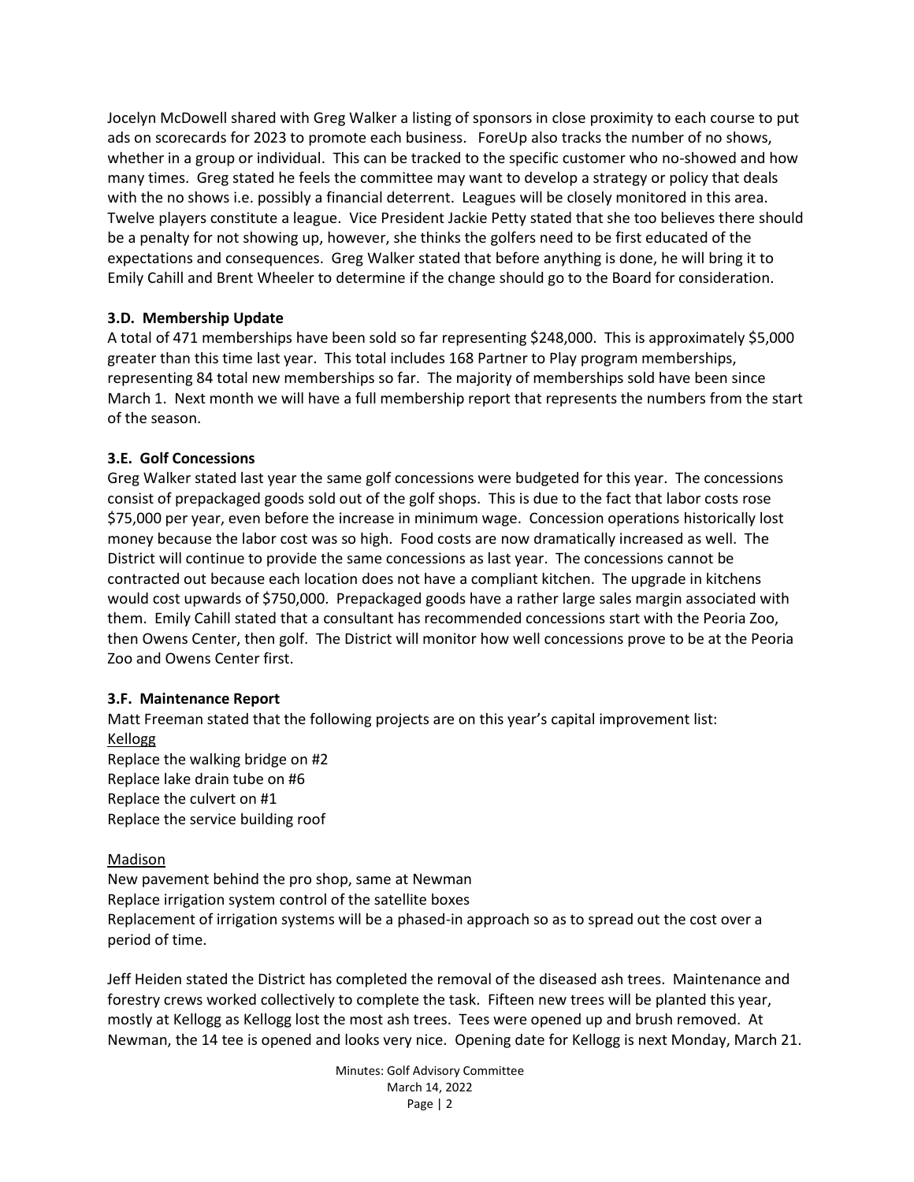Jocelyn McDowell shared with Greg Walker a listing of sponsors in close proximity to each course to put ads on scorecards for 2023 to promote each business. ForeUp also tracks the number of no shows, whether in a group or individual. This can be tracked to the specific customer who no-showed and how many times. Greg stated he feels the committee may want to develop a strategy or policy that deals with the no shows i.e. possibly a financial deterrent. Leagues will be closely monitored in this area. Twelve players constitute a league. Vice President Jackie Petty stated that she too believes there should be a penalty for not showing up, however, she thinks the golfers need to be first educated of the expectations and consequences. Greg Walker stated that before anything is done, he will bring it to Emily Cahill and Brent Wheeler to determine if the change should go to the Board for consideration.

**3.D. Membership Update**

A total of 471 memberships have been sold so far representing $248,000. This is approximately $5,000 greater than this time last year. This total includes 168 Partner to Play program memberships, representing 84 total new memberships so far. The majority of memberships sold have been since March 1. Next month we will have a full membership report that represents the numbers from the start of the season.

**3.E. Golf Concessions**

Greg Walker stated last year the same golf concessions were budgeted for this year. The concessions consist of prepackaged goods sold out of the golf shops. This is due to the fact that labor costs rose $75,000 per year, even before the increase in minimum wage. Concession operations historically lost money because the labor cost was so high. Food costs are now dramatically increased as well. The District will continue to provide the same concessions as last year. The concessions cannot be contracted out because each location does not have a compliant kitchen. The upgrade in kitchens would cost upwards of $750,000. Prepackaged goods have a rather large sales margin associated with them. Emily Cahill stated that a consultant has recommended concessions start with the Peoria Zoo, then Owens Center, then golf. The District will monitor how well concessions prove to be at the Peoria Zoo and Owens Center first.

**3.F. Maintenance Report**

Matt Freeman stated that the following projects are on this year's capital improvement list:

Kellogg
Replace the walking bridge on #2
Replace lake drain tube on #6
Replace the culvert on #1
Replace the service building roof

Madison
New pavement behind the pro shop, same at Newman
Replace irrigation system control of the satellite boxes
Replacement of irrigation systems will be a phased-in approach so as to spread out the cost over a period of time.

Jeff Heiden stated the District has completed the removal of the diseased ash trees. Maintenance and forestry crews worked collectively to complete the task. Fifteen new trees will be planted this year, mostly at Kellogg as Kellogg lost the most ash trees. Tees were opened up and brush removed. At Newman, the 14 tee is opened and looks very nice. Opening date for Kellogg is next Monday, March 21.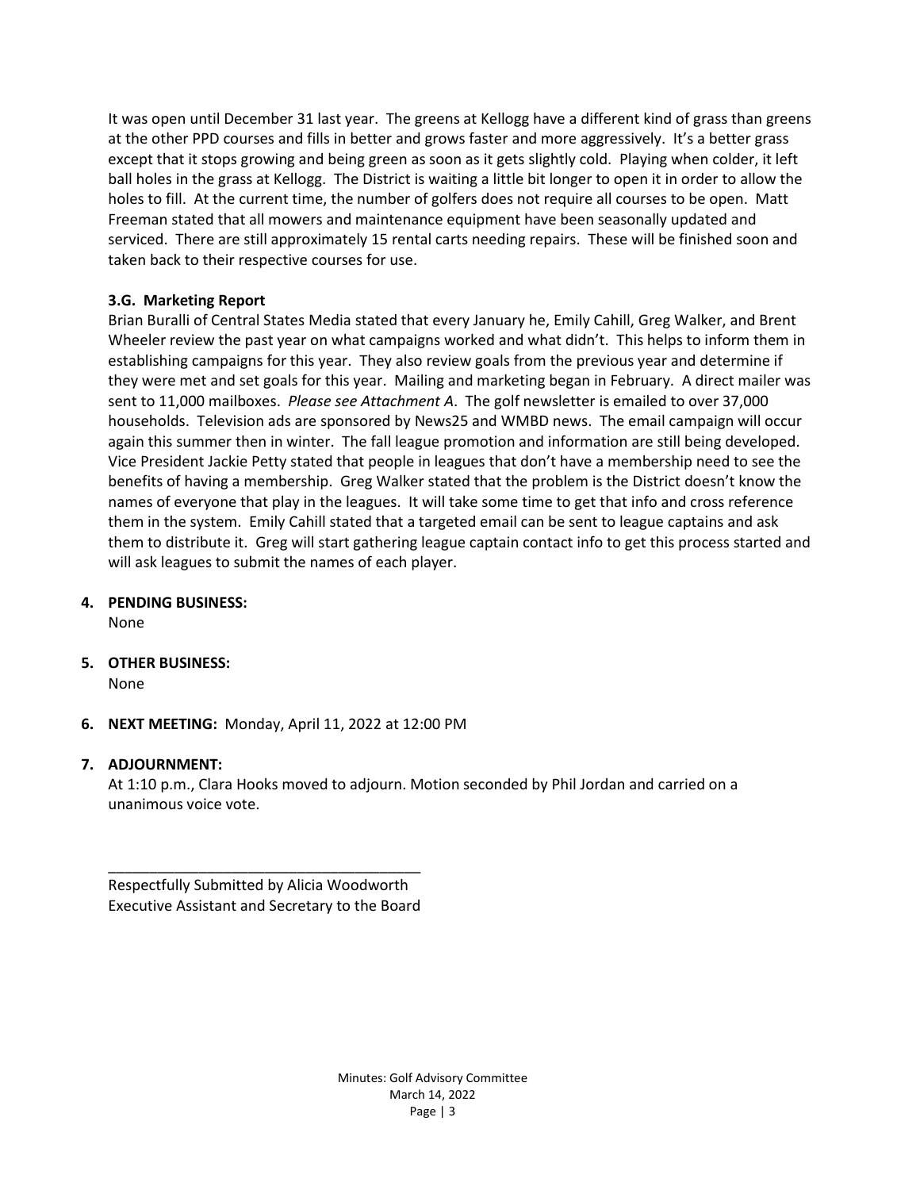It was open until December 31 last year. The greens at Kellogg have a different kind of grass than greens at the other PPD courses and fills in better and grows faster and more aggressively. It's a better grass except that it stops growing and being green as soon as it gets slightly cold. Playing when colder, it left ball holes in the grass at Kellogg. The District is waiting a little bit longer to open it in order to allow the holes to fill. At the current time, the number of golfers does not require all courses to be open. Matt Freeman stated that all mowers and maintenance equipment have been seasonally updated and serviced. There are still approximately 15 rental carts needing repairs. These will be finished soon and taken back to their respective courses for use.

**3.G. Marketing Report**

Brian Buralli of Central States Media stated that every January he, Emily Cahill, Greg Walker, and Brent Wheeler review the past year on what campaigns worked and what didn't. This helps to inform them in establishing campaigns for this year. They also review goals from the previous year and determine if they were met and set goals for this year. Mailing and marketing began in February. A direct mailer was sent to 11,000 mailboxes. *Please see Attachment A*. The golf newsletter is emailed to over 37,000 households. Television ads are sponsored by News25 and WMBD news. The email campaign will occur again this summer then in winter. The fall league promotion and information are still being developed. Vice President Jackie Petty stated that people in leagues that don't have a membership need to see the benefits of having a membership. Greg Walker stated that the problem is the District doesn't know the names of everyone that play in the leagues. It will take some time to get that info and cross reference them in the system. Emily Cahill stated that a targeted email can be sent to league captains and ask them to distribute it. Greg will start gathering league captain contact info to get this process started and will ask leagues to submit the names of each player.

4. **PENDING BUSINESS:**
   None

5. **OTHER BUSINESS:**
   None

6. **NEXT MEETING:** Monday, April 11, 2022 at 12:00 PM

7. **ADJOURNMENT:**
   At 1:10 p.m., Clara Hooks moved to adjourn. Motion seconded by Phil Jordan and carried on a unanimous voice vote.

\_\_\_\_\_\_\_\_\_\_\_\_\_\_\_\_\_\_\_\_\_\_\_\_\_\_\_\_\_\_\_\_\_\_\_\_\_\_\_\_

Respectfully Submitted by Alicia Woodworth
Executive Assistant and Secretary to the Board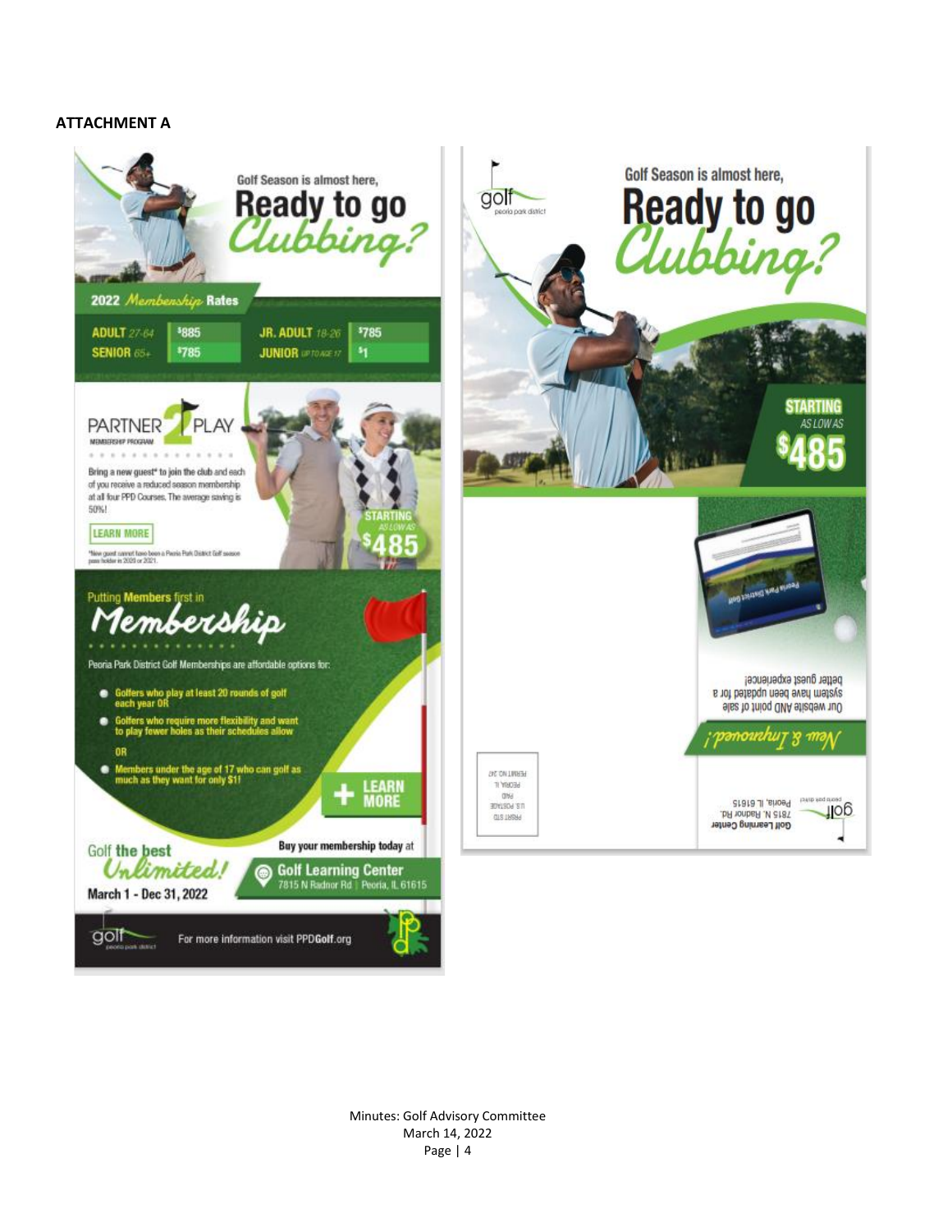**ATTACHMENT A**

Golf Season is almost here,

# Ready to go *Clubbing?*

## 2022 *Membership* Rates

| | | | |
|---|---|---|---|
| ADULT 27-64 | $885 | JR. ADULT 18-26 | $785 |
| SENIOR 65+ | $785 | JUNIOR UP TO AGE 17 | $1 |

## PARTNER 2 PLAY

MEMBERSHIP PROGRAM

Bring a new guest* to join the club and each of you receive a reduced season membership at all four PPD Courses. The average saving is 50%!

LEARN MORE

*New guest cannot have been a Peoria Park District Golf season pass holder in 2020 or 2021.

STARTING AS LOW AS $485

## Putting Members first in *Membership*

Peoria Park District Golf Memberships are affordable options for:

- Golfers who play at least 20 rounds of golf each year OR
- Golfers who require more flexibility and want to play fewer holes as their schedules allow

OR

- Members under the age of 17 who can golf as much as they want for only $1!

LEARN MORE

Golf the best *Unlimited!*

March 1 - Dec 31, 2022

Buy your membership today at

Golf Learning Center
7815 N Radnor Rd | Peoria, IL 61615

golf peoria park district — For more information visit PPDGolf.org

---

golf peoria park district

Golf Season is almost here,

# Ready to go *Clubbing?*

STARTING AS LOW AS $485

*New & Improved!*

Our website AND point of sale system have been updated for a better guest experience!

Golf Learning Center
7815 N. Radnor Rd.
Peoria, IL 61615

PRSRT STD
U.S. POSTAGE
PAID
PEORIA, IL
PERMIT NO 347